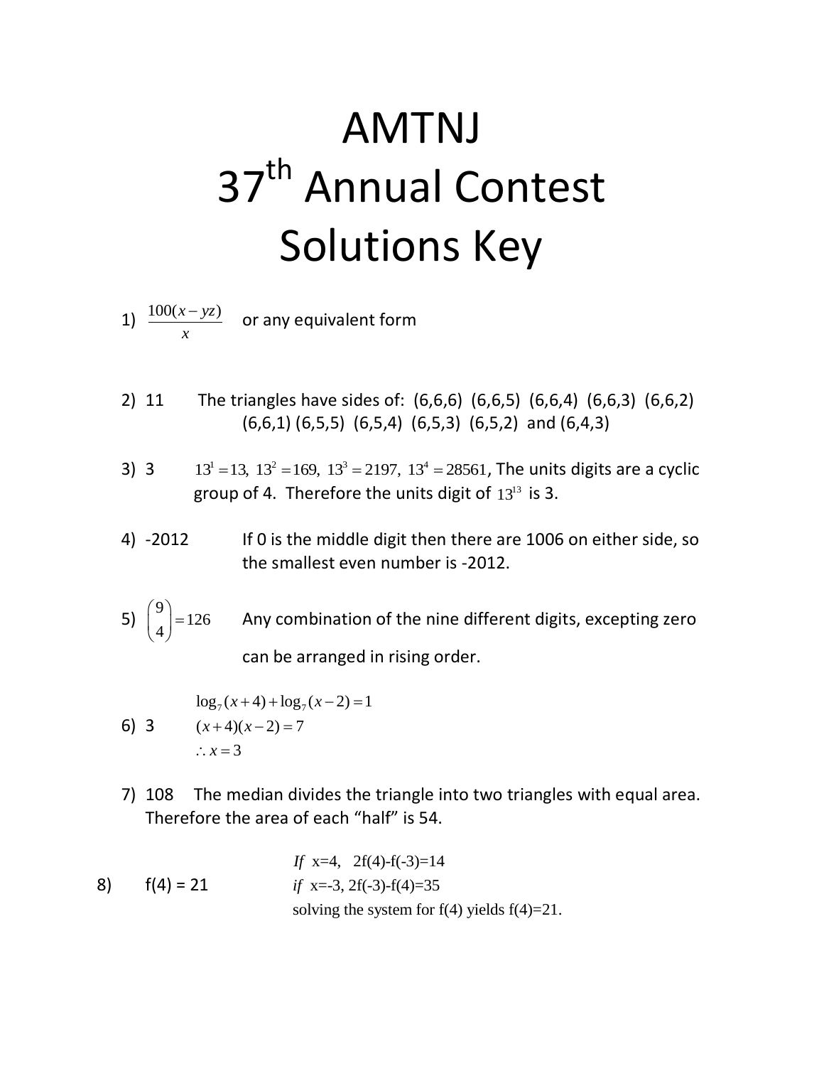# AMTNJ
# 37th Annual Contest
# Solutions Key

1) $\dfrac{100(x-yz)}{x}$ or any equivalent form

2) 11 The triangles have sides of: (6,6,6) (6,6,5) (6,6,4) (6,6,3) (6,6,2) (6,6,1) (6,5,5) (6,5,4) (6,5,3) (6,5,2) and (6,4,3)

3) 3 $13^1 = 13,\ 13^2 = 169,\ 13^3 = 2197,\ 13^4 = 28561$, The units digits are a cyclic group of 4. Therefore the units digit of $13^{13}$ is 3.

4) -2012 If 0 is the middle digit then there are 1006 on either side, so the smallest even number is -2012.

5) $\binom{9}{4} = 126$ Any combination of the nine different digits, excepting zero can be arranged in rising order.

6) 3

$$\log_7(x+4) + \log_7(x-2) = 1$$
$$(x+4)(x-2) = 7$$
$$\therefore x = 3$$

7) 108 The median divides the triangle into two triangles with equal area. Therefore the area of each "half" is 54.

8) f(4) = 21

*If* x=4, 2f(4)-f(-3)=14
*if* x=-3, 2f(-3)-f(4)=35
solving the system for f(4) yields f(4)=21.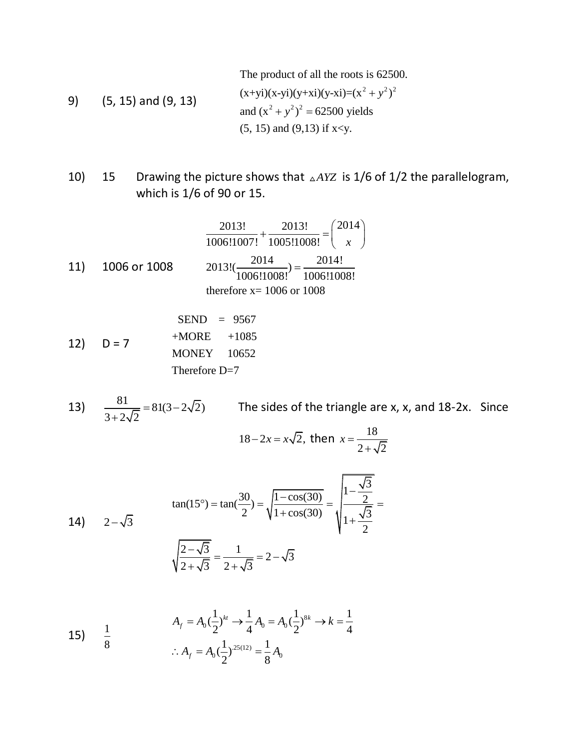9) (5, 15) and (9, 13)

The product of all the roots is 62500.

$(x+yi)(x-yi)(y+xi)(y-xi)=(x^2+y^2)^2$

and $(x^2+y^2)^2=62500$ yields

(5, 15) and (9,13) if x<y.

10) 15 Drawing the picture shows that $\triangle AYZ$ is 1/6 of 1/2 the parallelogram, which is 1/6 of 90 or 15.

11) 1006 or 1008

$$\frac{2013!}{1006!1007!}+\frac{2013!}{1005!1008!}=\binom{2014}{x}$$

$$2013!\left(\frac{2014}{1006!1008!}\right)=\frac{2014!}{1006!1008!}$$

therefore x= 1006 or 1008

12) D = 7

```
 SEND  =  9567
+MORE    +1085
MONEY    10652
```

Therefore D=7

13) $\frac{81}{3+2\sqrt{2}}=81(3-2\sqrt{2})$

The sides of the triangle are x, x, and 18-2x. Since $18-2x=x\sqrt{2}$, then $x=\frac{18}{2+\sqrt{2}}$

14) $2-\sqrt{3}$

$$\tan(15°)=\tan\left(\frac{30}{2}\right)=\sqrt{\frac{1-\cos(30)}{1+\cos(30)}}=\sqrt{\frac{1-\frac{\sqrt{3}}{2}}{1+\frac{\sqrt{3}}{2}}}=$$

$$\sqrt{\frac{2-\sqrt{3}}{2+\sqrt{3}}}=\frac{1}{2+\sqrt{3}}=2-\sqrt{3}$$

15) $\frac{1}{8}$

$$A_f=A_0\left(\frac{1}{2}\right)^{kt}\rightarrow\frac{1}{4}A_0=A_0\left(\frac{1}{2}\right)^{8k}\rightarrow k=\frac{1}{4}$$

$$\therefore A_f=A_0\left(\frac{1}{2}\right)^{.25(12)}=\frac{1}{8}A_0$$